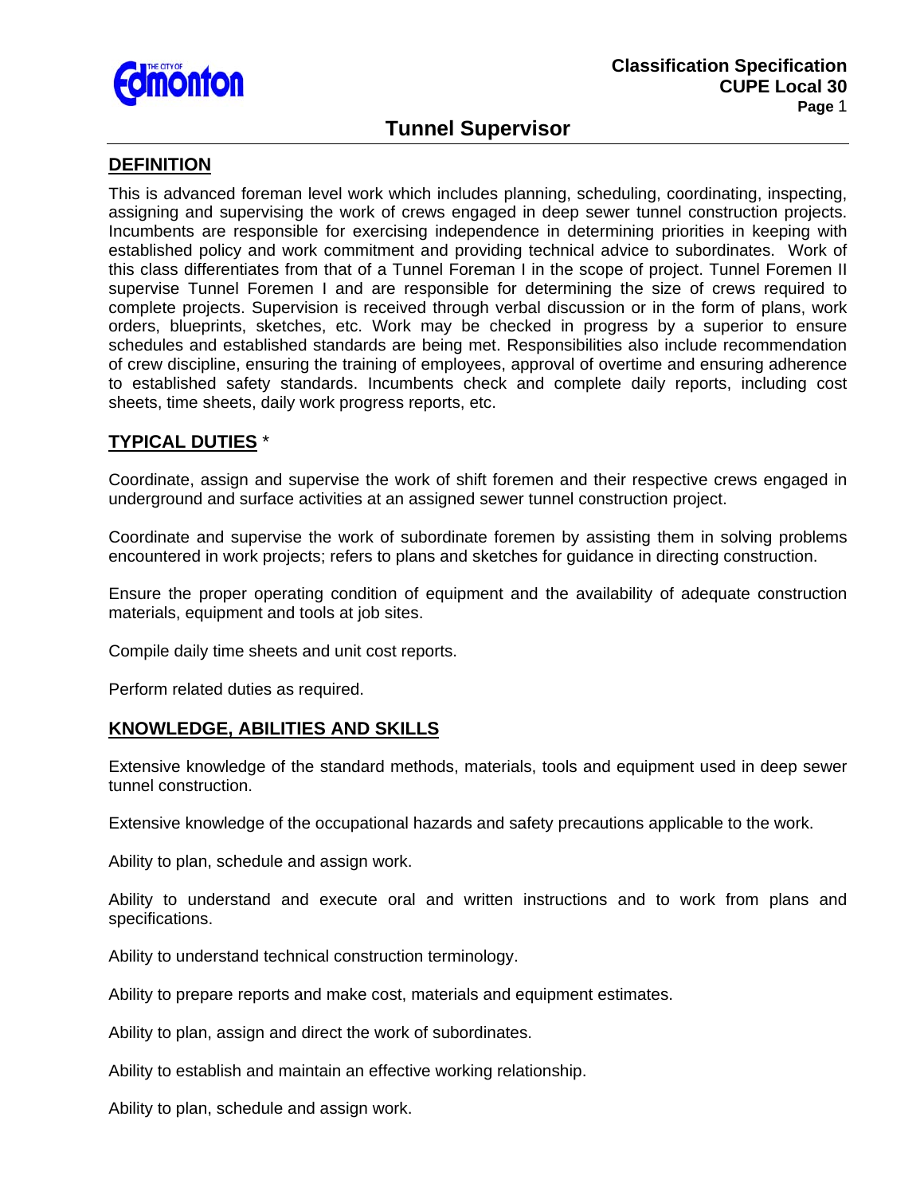# Tunnel Supervisor

## DEFINITION

This is advanced foreman level work which includes planning, scheduling, coordinating, inspecting, assigning and supervising the work of crews engaged in deep sewer tunnel construction projects. Incumbents are responsible for exercising independence in determining priorities in keeping with established policy and work commitment and providing technical advice to subordinates. Work of this class differentiates from that of a Tunnel Foreman I in the scope of project. Tunnel Foremen II supervise Tunnel Foremen I and are responsible for determining the size of crews required to complete projects. Supervision is received through verbal discussion or in the form of plans, work orders, blueprints, sketches, etc. Work may be checked in progress by a superior to ensure schedules and established standards are being met. Responsibilities also include recommendation of crew discipline, ensuring the training of employees, approval of overtime and ensuring adherence to established safety standards. Incumbents check and complete daily reports, including cost sheets, time sheets, daily work progress reports, etc.

## TYPICAL DUTIES *

Coordinate, assign and supervise the work of shift foremen and their respective crews engaged in underground and surface activities at an assigned sewer tunnel construction project.

Coordinate and supervise the work of subordinate foremen by assisting them in solving problems encountered in work projects; refers to plans and sketches for guidance in directing construction.

Ensure the proper operating condition of equipment and the availability of adequate construction materials, equipment and tools at job sites.

Compile daily time sheets and unit cost reports.

Perform related duties as required.

## KNOWLEDGE, ABILITIES AND SKILLS

Extensive knowledge of the standard methods, materials, tools and equipment used in deep sewer tunnel construction.

Extensive knowledge of the occupational hazards and safety precautions applicable to the work.

Ability to plan, schedule and assign work.

Ability to understand and execute oral and written instructions and to work from plans and specifications.

Ability to understand technical construction terminology.

Ability to prepare reports and make cost, materials and equipment estimates.

Ability to plan, assign and direct the work of subordinates.

Ability to establish and maintain an effective working relationship.

Ability to plan, schedule and assign work.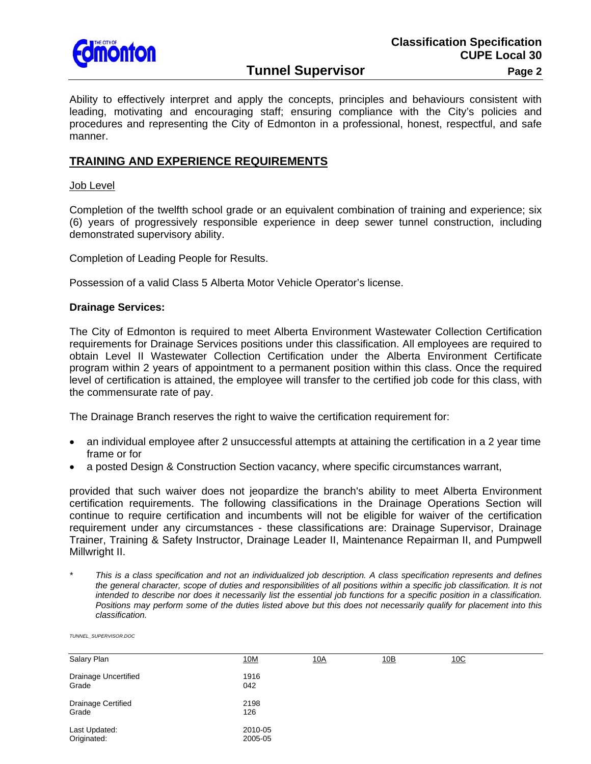Ability to effectively interpret and apply the concepts, principles and behaviours consistent with leading, motivating and encouraging staff; ensuring compliance with the City's policies and procedures and representing the City of Edmonton in a professional, honest, respectful, and safe manner.

## TRAINING AND EXPERIENCE REQUIREMENTS

Job Level

Completion of the twelfth school grade or an equivalent combination of training and experience; six (6) years of progressively responsible experience in deep sewer tunnel construction, including demonstrated supervisory ability.

Completion of Leading People for Results.

Possession of a valid Class 5 Alberta Motor Vehicle Operator's license.

**Drainage Services:**

The City of Edmonton is required to meet Alberta Environment Wastewater Collection Certification requirements for Drainage Services positions under this classification. All employees are required to obtain Level II Wastewater Collection Certification under the Alberta Environment Certificate program within 2 years of appointment to a permanent position within this class. Once the required level of certification is attained, the employee will transfer to the certified job code for this class, with the commensurate rate of pay.

The Drainage Branch reserves the right to waive the certification requirement for:

- an individual employee after 2 unsuccessful attempts at attaining the certification in a 2 year time frame or for
- a posted Design & Construction Section vacancy, where specific circumstances warrant,

provided that such waiver does not jeopardize the branch's ability to meet Alberta Environment certification requirements. The following classifications in the Drainage Operations Section will continue to require certification and incumbents will not be eligible for waiver of the certification requirement under any circumstances - these classifications are: Drainage Supervisor, Drainage Trainer, Training & Safety Instructor, Drainage Leader II, Maintenance Repairman II, and Pumpwell Millwright II.

\* *This is a class specification and not an individualized job description. A class specification represents and defines the general character, scope of duties and responsibilities of all positions within a specific job classification. It is not intended to describe nor does it necessarily list the essential job functions for a specific position in a classification. Positions may perform some of the duties listed above but this does not necessarily qualify for placement into this classification.*

*TUNNEL_SUPERVISOR.DOC*

| Salary Plan | 10M | 10A | 10B | 10C |
|---|---|---|---|---|
| Drainage Uncertified<br>Grade | 1916<br>042 | | | |
| Drainage Certified<br>Grade | 2198<br>126 | | | |
| Last Updated:<br>Originated: | 2010-05<br>2005-05 | | | |